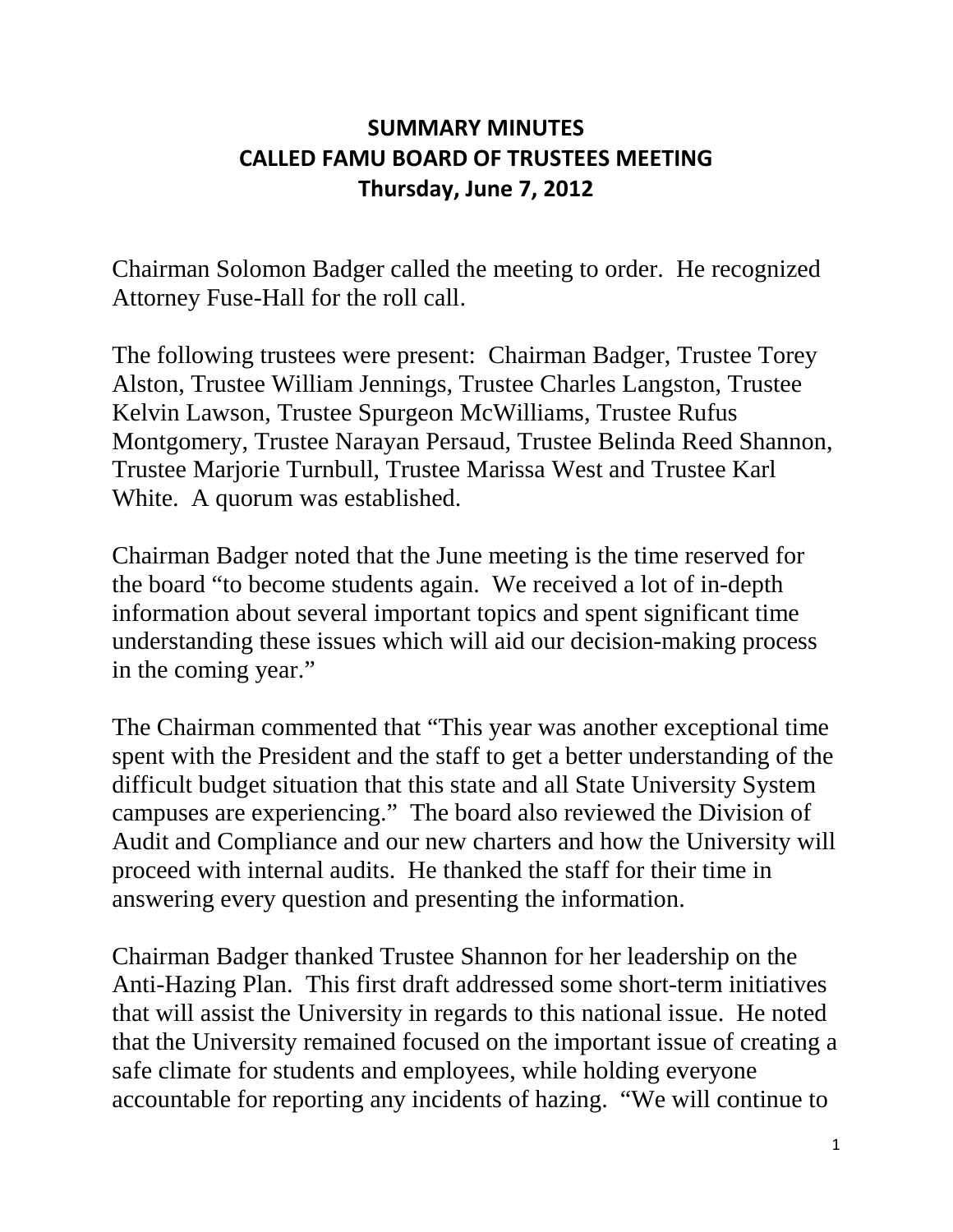# SUMMARY MINUTES
# CALLED FAMU BOARD OF TRUSTEES MEETING
# Thursday, June 7, 2012

Chairman Solomon Badger called the meeting to order. He recognized Attorney Fuse-Hall for the roll call.

The following trustees were present: Chairman Badger, Trustee Torey Alston, Trustee William Jennings, Trustee Charles Langston, Trustee Kelvin Lawson, Trustee Spurgeon McWilliams, Trustee Rufus Montgomery, Trustee Narayan Persaud, Trustee Belinda Reed Shannon, Trustee Marjorie Turnbull, Trustee Marissa West and Trustee Karl White. A quorum was established.

Chairman Badger noted that the June meeting is the time reserved for the board "to become students again. We received a lot of in-depth information about several important topics and spent significant time understanding these issues which will aid our decision-making process in the coming year."

The Chairman commented that "This year was another exceptional time spent with the President and the staff to get a better understanding of the difficult budget situation that this state and all State University System campuses are experiencing." The board also reviewed the Division of Audit and Compliance and our new charters and how the University will proceed with internal audits. He thanked the staff for their time in answering every question and presenting the information.

Chairman Badger thanked Trustee Shannon for her leadership on the Anti-Hazing Plan. This first draft addressed some short-term initiatives that will assist the University in regards to this national issue. He noted that the University remained focused on the important issue of creating a safe climate for students and employees, while holding everyone accountable for reporting any incidents of hazing. "We will continue to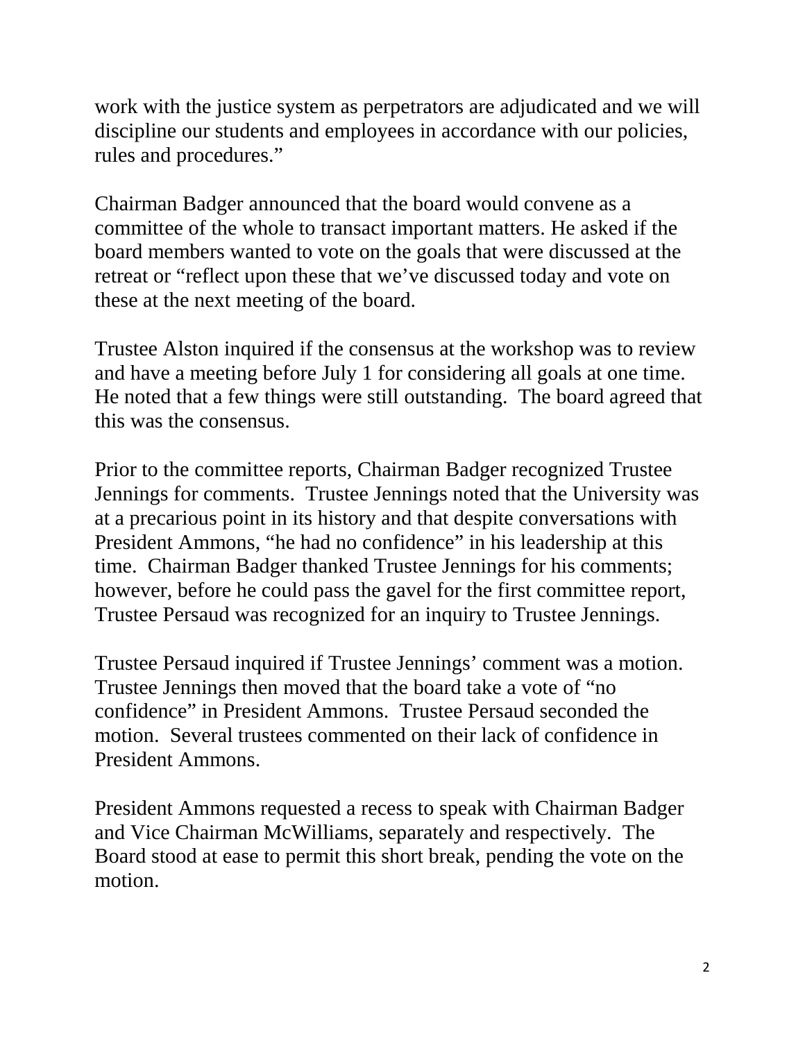work with the justice system as perpetrators are adjudicated and we will discipline our students and employees in accordance with our policies, rules and procedures."

Chairman Badger announced that the board would convene as a committee of the whole to transact important matters. He asked if the board members wanted to vote on the goals that were discussed at the retreat or "reflect upon these that we've discussed today and vote on these at the next meeting of the board.

Trustee Alston inquired if the consensus at the workshop was to review and have a meeting before July 1 for considering all goals at one time. He noted that a few things were still outstanding. The board agreed that this was the consensus.

Prior to the committee reports, Chairman Badger recognized Trustee Jennings for comments. Trustee Jennings noted that the University was at a precarious point in its history and that despite conversations with President Ammons, "he had no confidence" in his leadership at this time. Chairman Badger thanked Trustee Jennings for his comments; however, before he could pass the gavel for the first committee report, Trustee Persaud was recognized for an inquiry to Trustee Jennings.

Trustee Persaud inquired if Trustee Jennings' comment was a motion. Trustee Jennings then moved that the board take a vote of "no confidence" in President Ammons. Trustee Persaud seconded the motion. Several trustees commented on their lack of confidence in President Ammons.

President Ammons requested a recess to speak with Chairman Badger and Vice Chairman McWilliams, separately and respectively. The Board stood at ease to permit this short break, pending the vote on the motion.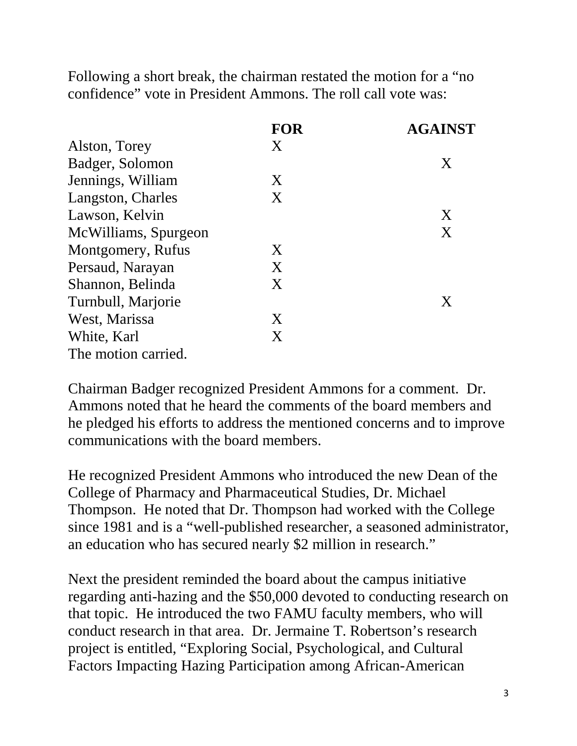Following a short break, the chairman restated the motion for a "no confidence" vote in President Ammons. The roll call vote was:

| | FOR | AGAINST |
|---|---|---|
| Alston, Torey | X | |
| Badger, Solomon | | X |
| Jennings, William | X | |
| Langston, Charles | X | |
| Lawson, Kelvin | | X |
| McWilliams, Spurgeon | | X |
| Montgomery, Rufus | X | |
| Persaud, Narayan | X | |
| Shannon, Belinda | X | |
| Turnbull, Marjorie | | X |
| West, Marissa | X | |
| White, Karl | X | |

The motion carried.

Chairman Badger recognized President Ammons for a comment. Dr. Ammons noted that he heard the comments of the board members and he pledged his efforts to address the mentioned concerns and to improve communications with the board members.

He recognized President Ammons who introduced the new Dean of the College of Pharmacy and Pharmaceutical Studies, Dr. Michael Thompson. He noted that Dr. Thompson had worked with the College since 1981 and is a "well-published researcher, a seasoned administrator, an education who has secured nearly $2 million in research."

Next the president reminded the board about the campus initiative regarding anti-hazing and the $50,000 devoted to conducting research on that topic. He introduced the two FAMU faculty members, who will conduct research in that area. Dr. Jermaine T. Robertson's research project is entitled, "Exploring Social, Psychological, and Cultural Factors Impacting Hazing Participation among African-American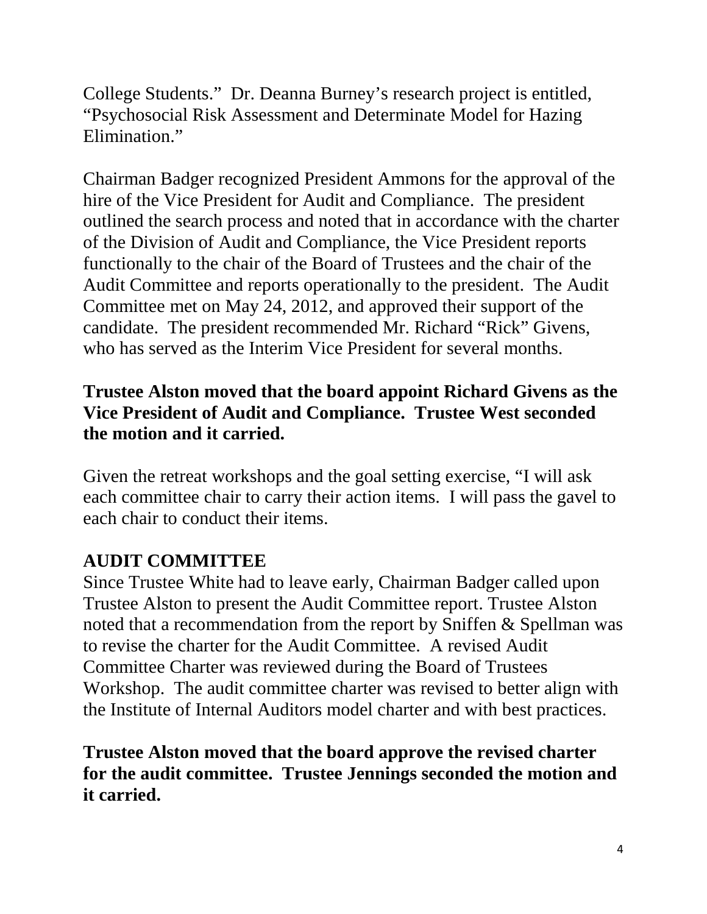College Students." Dr. Deanna Burney's research project is entitled, "Psychosocial Risk Assessment and Determinate Model for Hazing Elimination."

Chairman Badger recognized President Ammons for the approval of the hire of the Vice President for Audit and Compliance. The president outlined the search process and noted that in accordance with the charter of the Division of Audit and Compliance, the Vice President reports functionally to the chair of the Board of Trustees and the chair of the Audit Committee and reports operationally to the president. The Audit Committee met on May 24, 2012, and approved their support of the candidate. The president recommended Mr. Richard "Rick" Givens, who has served as the Interim Vice President for several months.

**Trustee Alston moved that the board appoint Richard Givens as the Vice President of Audit and Compliance. Trustee West seconded the motion and it carried.**

Given the retreat workshops and the goal setting exercise, "I will ask each committee chair to carry their action items. I will pass the gavel to each chair to conduct their items.

## AUDIT COMMITTEE

Since Trustee White had to leave early, Chairman Badger called upon Trustee Alston to present the Audit Committee report. Trustee Alston noted that a recommendation from the report by Sniffen & Spellman was to revise the charter for the Audit Committee. A revised Audit Committee Charter was reviewed during the Board of Trustees Workshop. The audit committee charter was revised to better align with the Institute of Internal Auditors model charter and with best practices.

**Trustee Alston moved that the board approve the revised charter for the audit committee. Trustee Jennings seconded the motion and it carried.**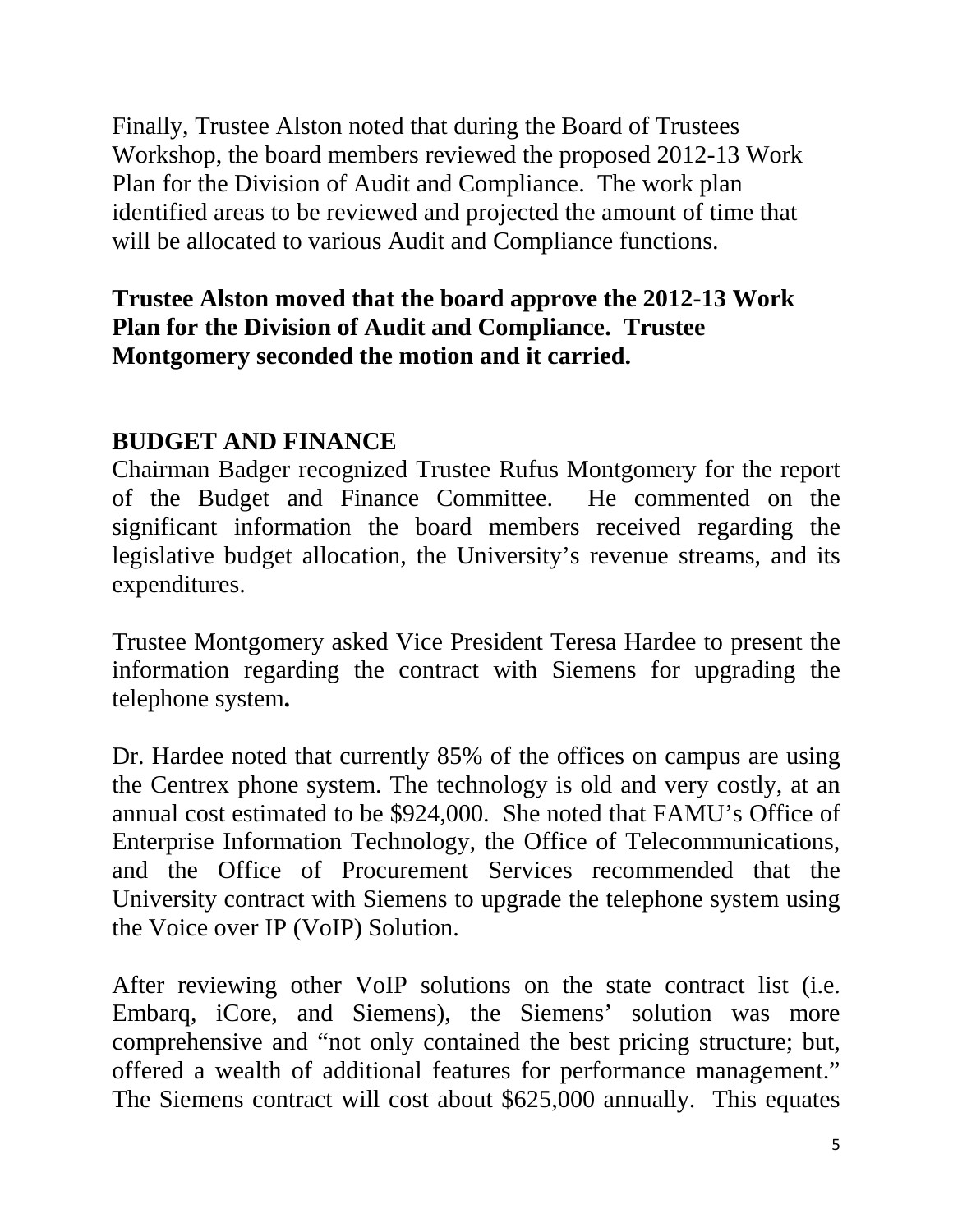Finally, Trustee Alston noted that during the Board of Trustees Workshop, the board members reviewed the proposed 2012-13 Work Plan for the Division of Audit and Compliance. The work plan identified areas to be reviewed and projected the amount of time that will be allocated to various Audit and Compliance functions.

**Trustee Alston moved that the board approve the 2012-13 Work Plan for the Division of Audit and Compliance. Trustee Montgomery seconded the motion and it carried.**

**BUDGET AND FINANCE**

Chairman Badger recognized Trustee Rufus Montgomery for the report of the Budget and Finance Committee. He commented on the significant information the board members received regarding the legislative budget allocation, the University's revenue streams, and its expenditures.

Trustee Montgomery asked Vice President Teresa Hardee to present the information regarding the contract with Siemens for upgrading the telephone system.

Dr. Hardee noted that currently 85% of the offices on campus are using the Centrex phone system. The technology is old and very costly, at an annual cost estimated to be $924,000. She noted that FAMU's Office of Enterprise Information Technology, the Office of Telecommunications, and the Office of Procurement Services recommended that the University contract with Siemens to upgrade the telephone system using the Voice over IP (VoIP) Solution.

After reviewing other VoIP solutions on the state contract list (i.e. Embarq, iCore, and Siemens), the Siemens' solution was more comprehensive and "not only contained the best pricing structure; but, offered a wealth of additional features for performance management." The Siemens contract will cost about $625,000 annually. This equates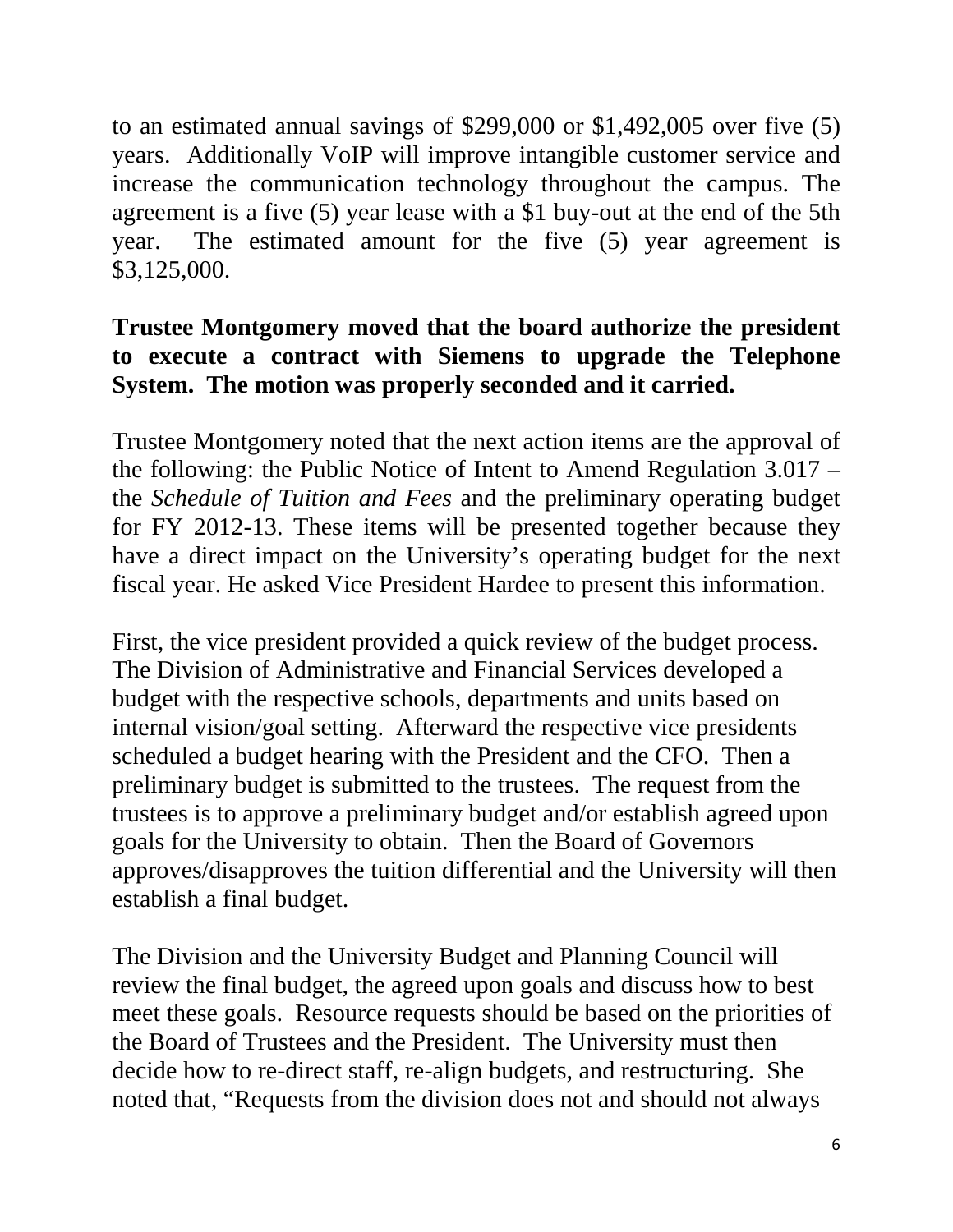to an estimated annual savings of $299,000 or $1,492,005 over five (5) years. Additionally VoIP will improve intangible customer service and increase the communication technology throughout the campus. The agreement is a five (5) year lease with a $1 buy-out at the end of the 5th year. The estimated amount for the five (5) year agreement is $3,125,000.

**Trustee Montgomery moved that the board authorize the president to execute a contract with Siemens to upgrade the Telephone System. The motion was properly seconded and it carried.**

Trustee Montgomery noted that the next action items are the approval of the following: the Public Notice of Intent to Amend Regulation 3.017 – the *Schedule of Tuition and Fees* and the preliminary operating budget for FY 2012-13. These items will be presented together because they have a direct impact on the University's operating budget for the next fiscal year. He asked Vice President Hardee to present this information.

First, the vice president provided a quick review of the budget process. The Division of Administrative and Financial Services developed a budget with the respective schools, departments and units based on internal vision/goal setting. Afterward the respective vice presidents scheduled a budget hearing with the President and the CFO. Then a preliminary budget is submitted to the trustees. The request from the trustees is to approve a preliminary budget and/or establish agreed upon goals for the University to obtain. Then the Board of Governors approves/disapproves the tuition differential and the University will then establish a final budget.

The Division and the University Budget and Planning Council will review the final budget, the agreed upon goals and discuss how to best meet these goals. Resource requests should be based on the priorities of the Board of Trustees and the President. The University must then decide how to re-direct staff, re-align budgets, and restructuring. She noted that, "Requests from the division does not and should not always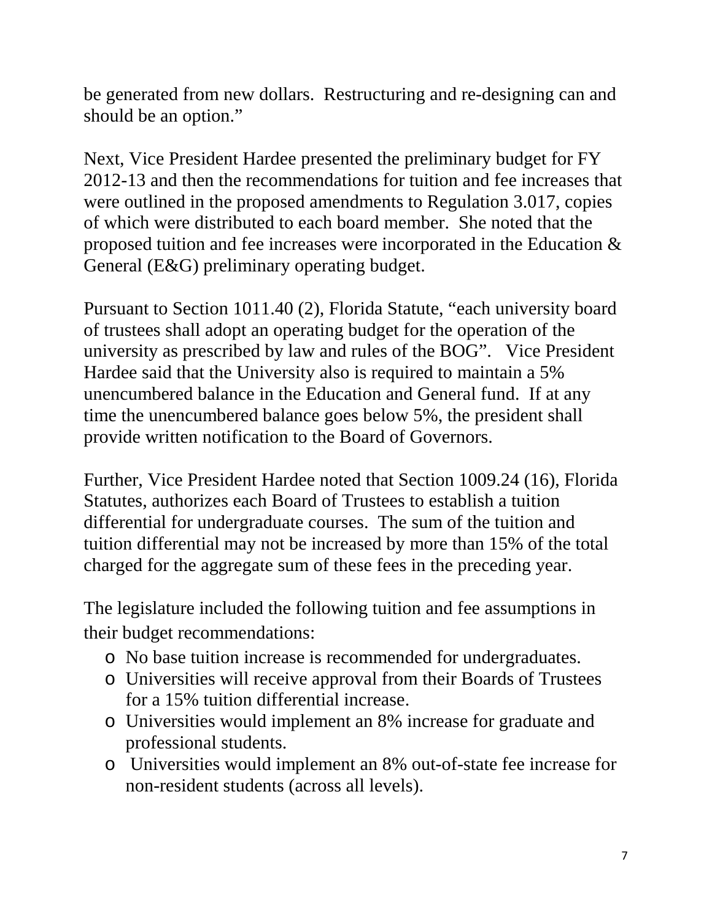be generated from new dollars. Restructuring and re-designing can and should be an option."

Next, Vice President Hardee presented the preliminary budget for FY 2012-13 and then the recommendations for tuition and fee increases that were outlined in the proposed amendments to Regulation 3.017, copies of which were distributed to each board member. She noted that the proposed tuition and fee increases were incorporated in the Education & General (E&G) preliminary operating budget.

Pursuant to Section 1011.40 (2), Florida Statute, "each university board of trustees shall adopt an operating budget for the operation of the university as prescribed by law and rules of the BOG". Vice President Hardee said that the University also is required to maintain a 5% unencumbered balance in the Education and General fund. If at any time the unencumbered balance goes below 5%, the president shall provide written notification to the Board of Governors.

Further, Vice President Hardee noted that Section 1009.24 (16), Florida Statutes, authorizes each Board of Trustees to establish a tuition differential for undergraduate courses. The sum of the tuition and tuition differential may not be increased by more than 15% of the total charged for the aggregate sum of these fees in the preceding year.

The legislature included the following tuition and fee assumptions in their budget recommendations:

- No base tuition increase is recommended for undergraduates.
- Universities will receive approval from their Boards of Trustees for a 15% tuition differential increase.
- Universities would implement an 8% increase for graduate and professional students.
- Universities would implement an 8% out-of-state fee increase for non-resident students (across all levels).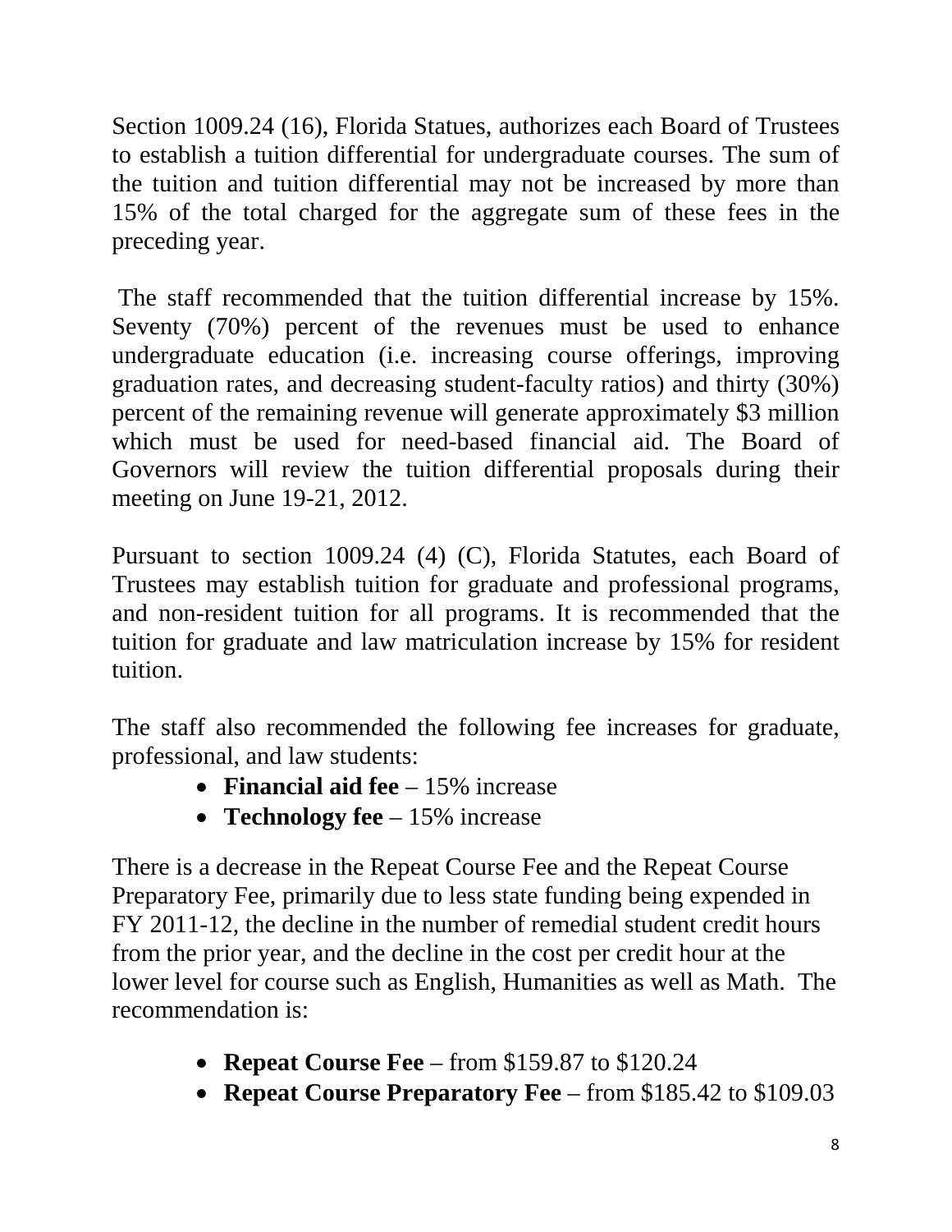Section 1009.24 (16), Florida Statues, authorizes each Board of Trustees to establish a tuition differential for undergraduate courses. The sum of the tuition and tuition differential may not be increased by more than 15% of the total charged for the aggregate sum of these fees in the preceding year.

The staff recommended that the tuition differential increase by 15%. Seventy (70%) percent of the revenues must be used to enhance undergraduate education (i.e. increasing course offerings, improving graduation rates, and decreasing student-faculty ratios) and thirty (30%) percent of the remaining revenue will generate approximately $3 million which must be used for need-based financial aid. The Board of Governors will review the tuition differential proposals during their meeting on June 19-21, 2012.

Pursuant to section 1009.24 (4) (C), Florida Statutes, each Board of Trustees may establish tuition for graduate and professional programs, and non-resident tuition for all programs. It is recommended that the tuition for graduate and law matriculation increase by 15% for resident tuition.

The staff also recommended the following fee increases for graduate, professional, and law students:

- **Financial aid fee** – 15% increase
- **Technology fee** – 15% increase

There is a decrease in the Repeat Course Fee and the Repeat Course Preparatory Fee, primarily due to less state funding being expended in FY 2011-12, the decline in the number of remedial student credit hours from the prior year, and the decline in the cost per credit hour at the lower level for course such as English, Humanities as well as Math. The recommendation is:

- **Repeat Course Fee** – from $159.87 to $120.24
- **Repeat Course Preparatory Fee** – from $185.42 to $109.03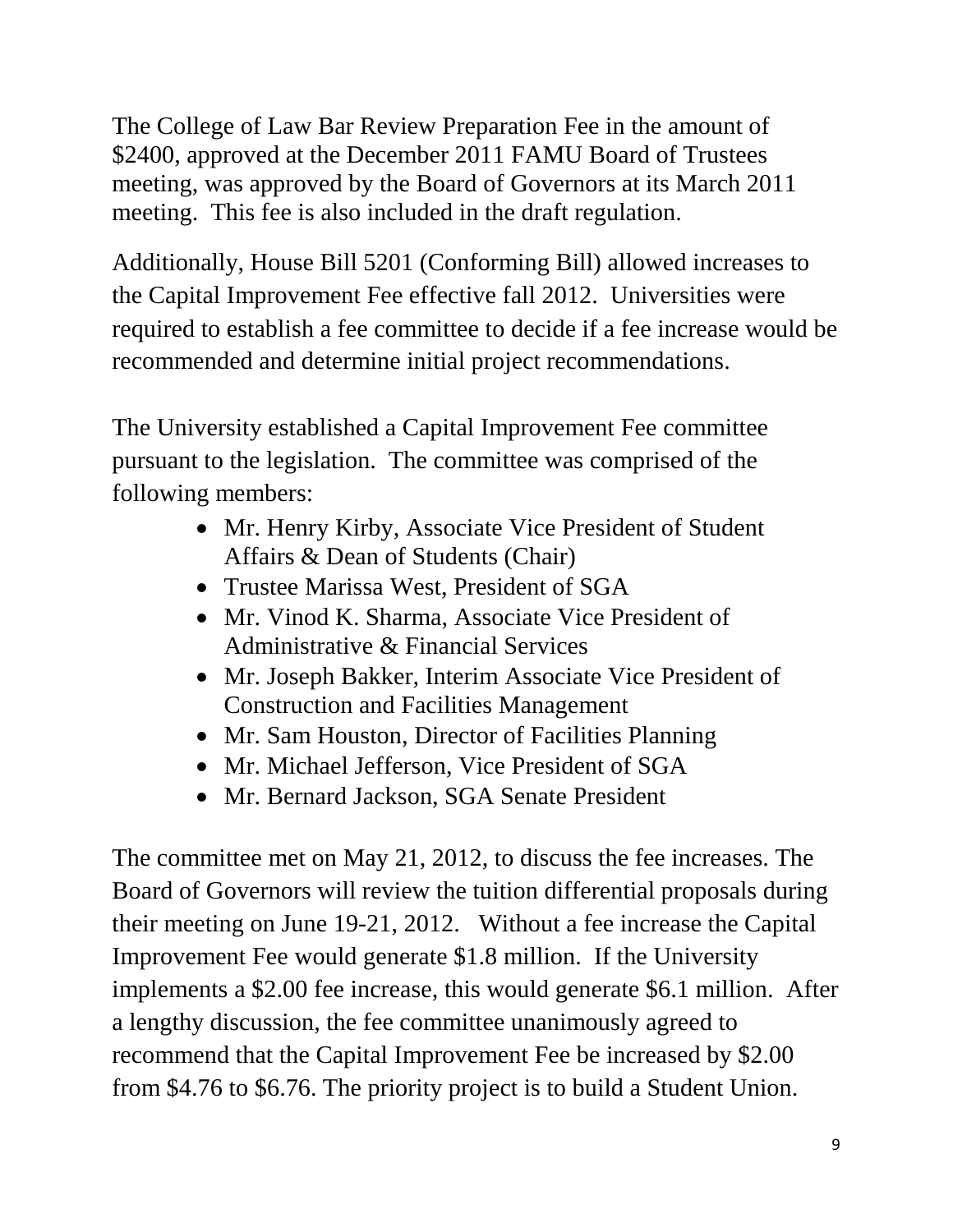The College of Law Bar Review Preparation Fee in the amount of $2400, approved at the December 2011 FAMU Board of Trustees meeting, was approved by the Board of Governors at its March 2011 meeting. This fee is also included in the draft regulation.

Additionally, House Bill 5201 (Conforming Bill) allowed increases to the Capital Improvement Fee effective fall 2012. Universities were required to establish a fee committee to decide if a fee increase would be recommended and determine initial project recommendations.

The University established a Capital Improvement Fee committee pursuant to the legislation. The committee was comprised of the following members:

- Mr. Henry Kirby, Associate Vice President of Student Affairs & Dean of Students (Chair)
- Trustee Marissa West, President of SGA
- Mr. Vinod K. Sharma, Associate Vice President of Administrative & Financial Services
- Mr. Joseph Bakker, Interim Associate Vice President of Construction and Facilities Management
- Mr. Sam Houston, Director of Facilities Planning
- Mr. Michael Jefferson, Vice President of SGA
- Mr. Bernard Jackson, SGA Senate President

The committee met on May 21, 2012, to discuss the fee increases. The Board of Governors will review the tuition differential proposals during their meeting on June 19-21, 2012. Without a fee increase the Capital Improvement Fee would generate $1.8 million. If the University implements a $2.00 fee increase, this would generate $6.1 million. After a lengthy discussion, the fee committee unanimously agreed to recommend that the Capital Improvement Fee be increased by $2.00 from $4.76 to $6.76. The priority project is to build a Student Union.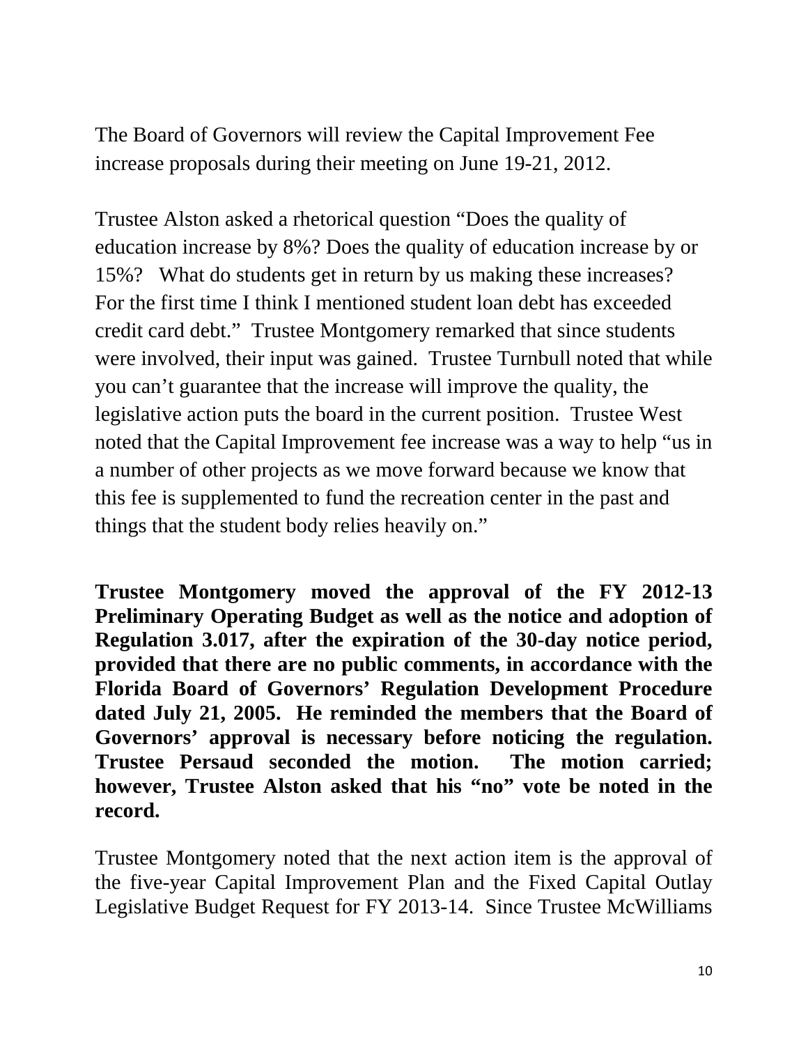The Board of Governors will review the Capital Improvement Fee increase proposals during their meeting on June 19-21, 2012.

Trustee Alston asked a rhetorical question "Does the quality of education increase by 8%? Does the quality of education increase by or 15%? What do students get in return by us making these increases? For the first time I think I mentioned student loan debt has exceeded credit card debt." Trustee Montgomery remarked that since students were involved, their input was gained. Trustee Turnbull noted that while you can't guarantee that the increase will improve the quality, the legislative action puts the board in the current position. Trustee West noted that the Capital Improvement fee increase was a way to help "us in a number of other projects as we move forward because we know that this fee is supplemented to fund the recreation center in the past and things that the student body relies heavily on."

**Trustee Montgomery moved the approval of the FY 2012-13 Preliminary Operating Budget as well as the notice and adoption of Regulation 3.017, after the expiration of the 30-day notice period, provided that there are no public comments, in accordance with the Florida Board of Governors' Regulation Development Procedure dated July 21, 2005. He reminded the members that the Board of Governors' approval is necessary before noticing the regulation. Trustee Persaud seconded the motion. The motion carried; however, Trustee Alston asked that his "no" vote be noted in the record.**

Trustee Montgomery noted that the next action item is the approval of the five-year Capital Improvement Plan and the Fixed Capital Outlay Legislative Budget Request for FY 2013-14. Since Trustee McWilliams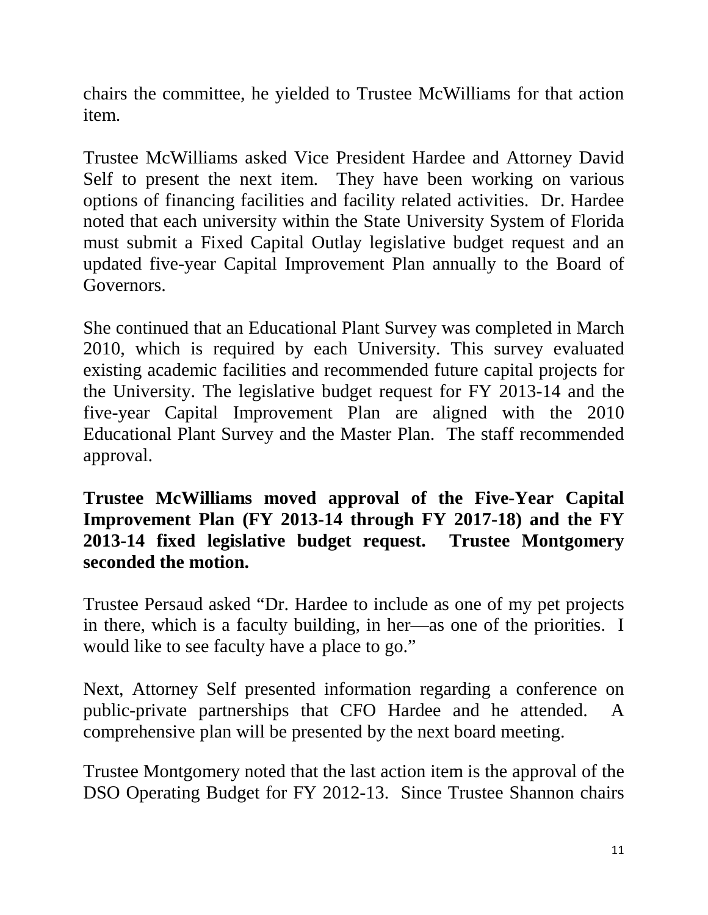chairs the committee, he yielded to Trustee McWilliams for that action item.

Trustee McWilliams asked Vice President Hardee and Attorney David Self to present the next item. They have been working on various options of financing facilities and facility related activities. Dr. Hardee noted that each university within the State University System of Florida must submit a Fixed Capital Outlay legislative budget request and an updated five-year Capital Improvement Plan annually to the Board of Governors.

She continued that an Educational Plant Survey was completed in March 2010, which is required by each University. This survey evaluated existing academic facilities and recommended future capital projects for the University. The legislative budget request for FY 2013-14 and the five-year Capital Improvement Plan are aligned with the 2010 Educational Plant Survey and the Master Plan. The staff recommended approval.

**Trustee McWilliams moved approval of the Five-Year Capital Improvement Plan (FY 2013-14 through FY 2017-18) and the FY 2013-14 fixed legislative budget request. Trustee Montgomery seconded the motion.**

Trustee Persaud asked "Dr. Hardee to include as one of my pet projects in there, which is a faculty building, in her—as one of the priorities. I would like to see faculty have a place to go."

Next, Attorney Self presented information regarding a conference on public-private partnerships that CFO Hardee and he attended. A comprehensive plan will be presented by the next board meeting.

Trustee Montgomery noted that the last action item is the approval of the DSO Operating Budget for FY 2012-13. Since Trustee Shannon chairs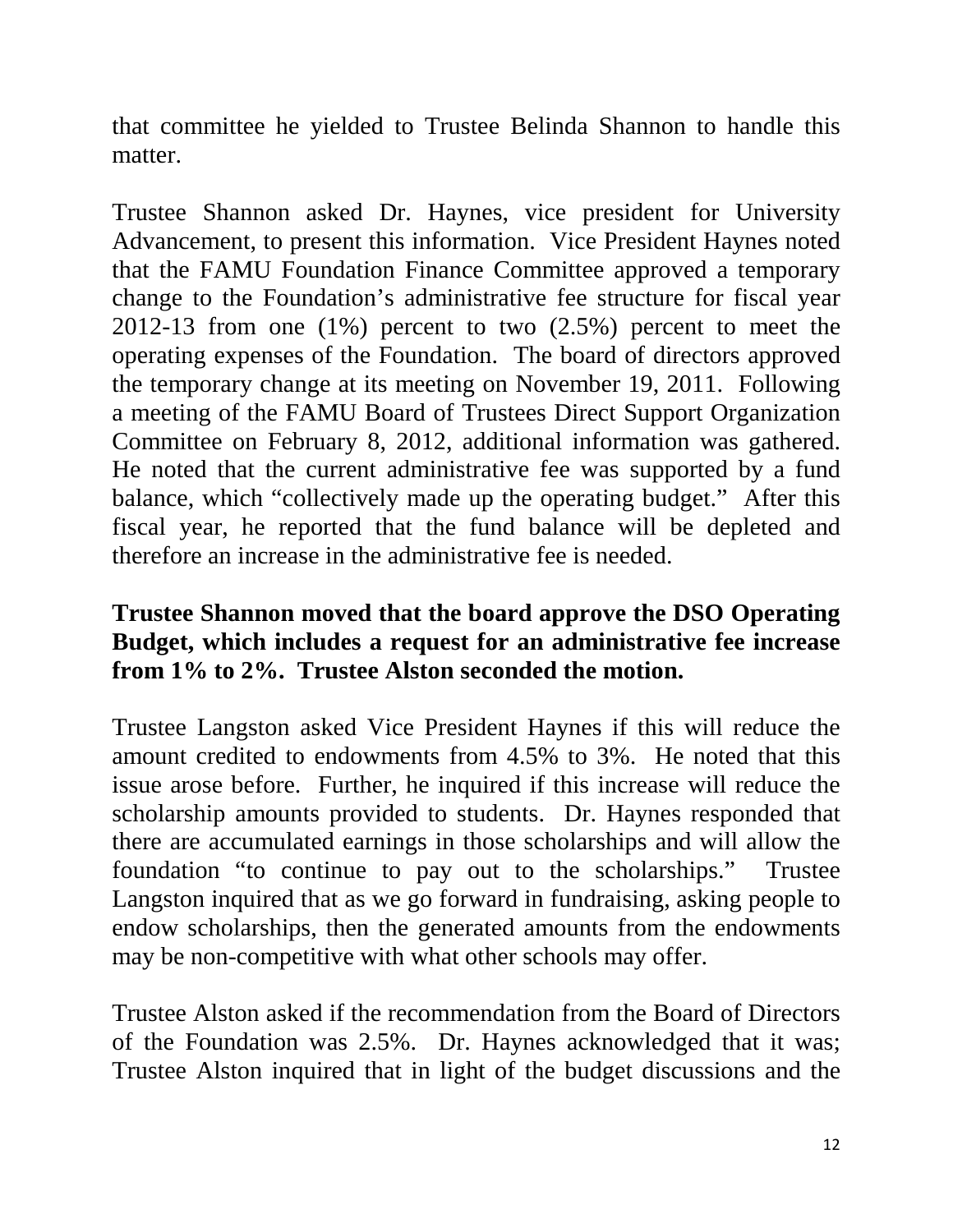that committee he yielded to Trustee Belinda Shannon to handle this matter.

Trustee Shannon asked Dr. Haynes, vice president for University Advancement, to present this information. Vice President Haynes noted that the FAMU Foundation Finance Committee approved a temporary change to the Foundation's administrative fee structure for fiscal year 2012-13 from one (1%) percent to two (2.5%) percent to meet the operating expenses of the Foundation. The board of directors approved the temporary change at its meeting on November 19, 2011. Following a meeting of the FAMU Board of Trustees Direct Support Organization Committee on February 8, 2012, additional information was gathered. He noted that the current administrative fee was supported by a fund balance, which "collectively made up the operating budget." After this fiscal year, he reported that the fund balance will be depleted and therefore an increase in the administrative fee is needed.

**Trustee Shannon moved that the board approve the DSO Operating Budget, which includes a request for an administrative fee increase from 1% to 2%. Trustee Alston seconded the motion.**

Trustee Langston asked Vice President Haynes if this will reduce the amount credited to endowments from 4.5% to 3%. He noted that this issue arose before. Further, he inquired if this increase will reduce the scholarship amounts provided to students. Dr. Haynes responded that there are accumulated earnings in those scholarships and will allow the foundation "to continue to pay out to the scholarships." Trustee Langston inquired that as we go forward in fundraising, asking people to endow scholarships, then the generated amounts from the endowments may be non-competitive with what other schools may offer.

Trustee Alston asked if the recommendation from the Board of Directors of the Foundation was 2.5%. Dr. Haynes acknowledged that it was; Trustee Alston inquired that in light of the budget discussions and the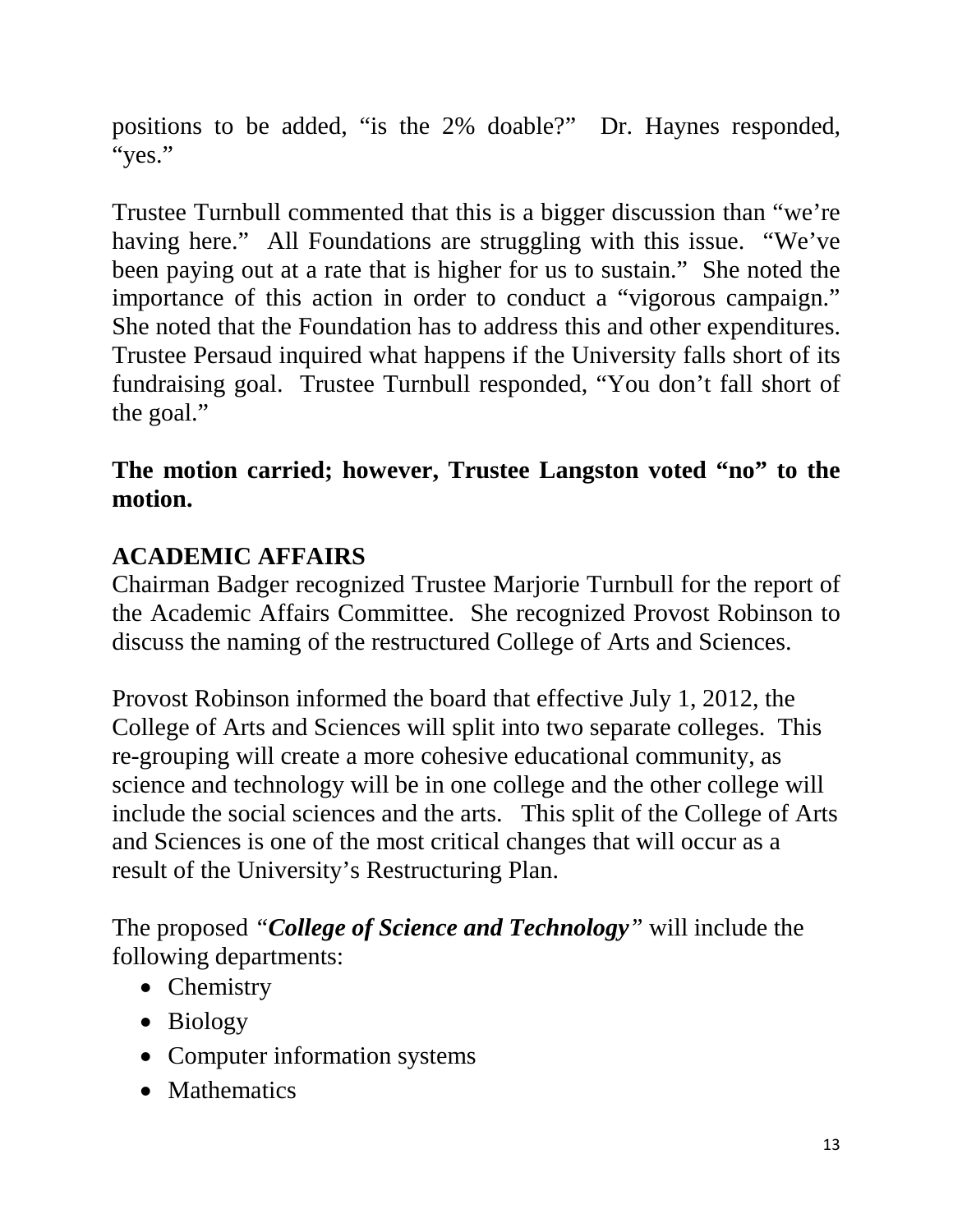positions to be added, "is the 2% doable?" Dr. Haynes responded, "yes."

Trustee Turnbull commented that this is a bigger discussion than "we're having here." All Foundations are struggling with this issue. "We've been paying out at a rate that is higher for us to sustain." She noted the importance of this action in order to conduct a "vigorous campaign." She noted that the Foundation has to address this and other expenditures. Trustee Persaud inquired what happens if the University falls short of its fundraising goal. Trustee Turnbull responded, "You don't fall short of the goal."

**The motion carried; however, Trustee Langston voted "no" to the motion.**

## ACADEMIC AFFAIRS

Chairman Badger recognized Trustee Marjorie Turnbull for the report of the Academic Affairs Committee. She recognized Provost Robinson to discuss the naming of the restructured College of Arts and Sciences.

Provost Robinson informed the board that effective July 1, 2012, the College of Arts and Sciences will split into two separate colleges. This re-grouping will create a more cohesive educational community, as science and technology will be in one college and the other college will include the social sciences and the arts. This split of the College of Arts and Sciences is one of the most critical changes that will occur as a result of the University's Restructuring Plan.

The proposed *"**College of Science and Technology**"* will include the following departments:

- Chemistry
- Biology
- Computer information systems
- Mathematics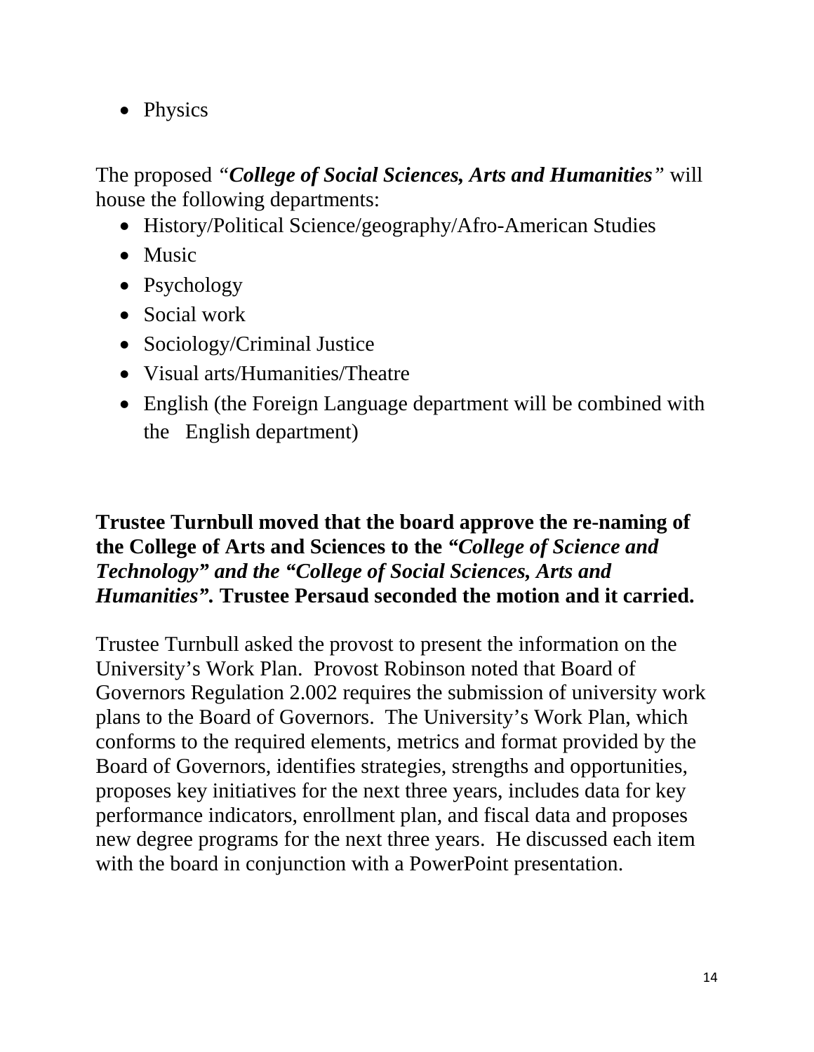- Physics

The proposed *"**College of Social Sciences, Arts and Humanities**"* will house the following departments:

- History/Political Science/geography/Afro-American Studies
- Music
- Psychology
- Social work
- Sociology/Criminal Justice
- Visual arts/Humanities/Theatre
- English (the Foreign Language department will be combined with the English department)

**Trustee Turnbull moved that the board approve the re-naming of the College of Arts and Sciences to the *"College of Science and Technology" and the "College of Social Sciences, Arts and Humanities".* Trustee Persaud seconded the motion and it carried.**

Trustee Turnbull asked the provost to present the information on the University's Work Plan. Provost Robinson noted that Board of Governors Regulation 2.002 requires the submission of university work plans to the Board of Governors. The University's Work Plan, which conforms to the required elements, metrics and format provided by the Board of Governors, identifies strategies, strengths and opportunities, proposes key initiatives for the next three years, includes data for key performance indicators, enrollment plan, and fiscal data and proposes new degree programs for the next three years. He discussed each item with the board in conjunction with a PowerPoint presentation.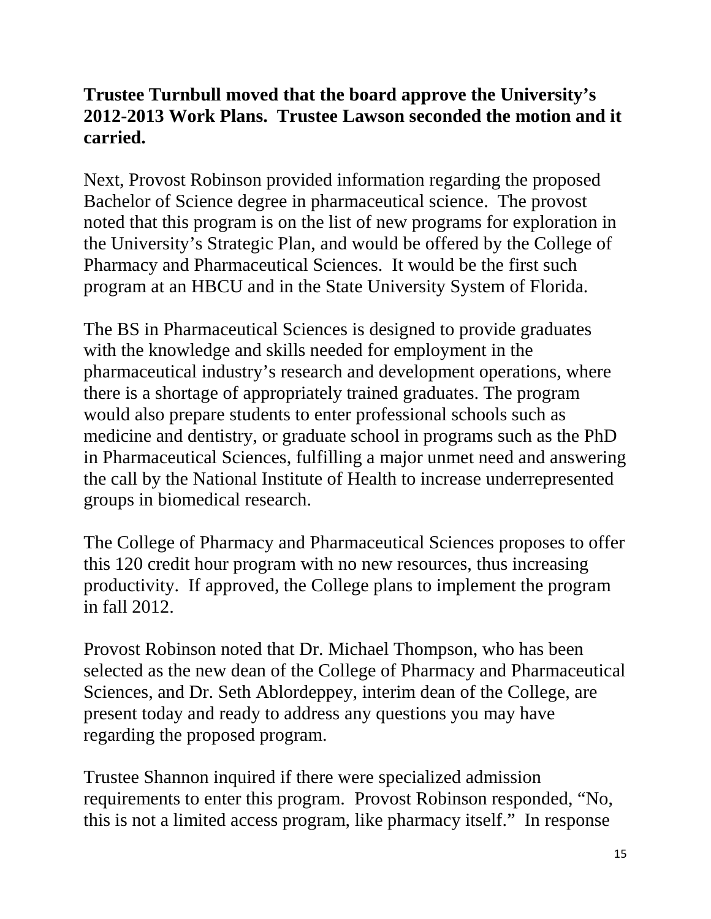**Trustee Turnbull moved that the board approve the University's 2012-2013 Work Plans. Trustee Lawson seconded the motion and it carried.**

Next, Provost Robinson provided information regarding the proposed Bachelor of Science degree in pharmaceutical science. The provost noted that this program is on the list of new programs for exploration in the University's Strategic Plan, and would be offered by the College of Pharmacy and Pharmaceutical Sciences. It would be the first such program at an HBCU and in the State University System of Florida.

The BS in Pharmaceutical Sciences is designed to provide graduates with the knowledge and skills needed for employment in the pharmaceutical industry's research and development operations, where there is a shortage of appropriately trained graduates. The program would also prepare students to enter professional schools such as medicine and dentistry, or graduate school in programs such as the PhD in Pharmaceutical Sciences, fulfilling a major unmet need and answering the call by the National Institute of Health to increase underrepresented groups in biomedical research.

The College of Pharmacy and Pharmaceutical Sciences proposes to offer this 120 credit hour program with no new resources, thus increasing productivity. If approved, the College plans to implement the program in fall 2012.

Provost Robinson noted that Dr. Michael Thompson, who has been selected as the new dean of the College of Pharmacy and Pharmaceutical Sciences, and Dr. Seth Ablordeppey, interim dean of the College, are present today and ready to address any questions you may have regarding the proposed program.

Trustee Shannon inquired if there were specialized admission requirements to enter this program. Provost Robinson responded, "No, this is not a limited access program, like pharmacy itself." In response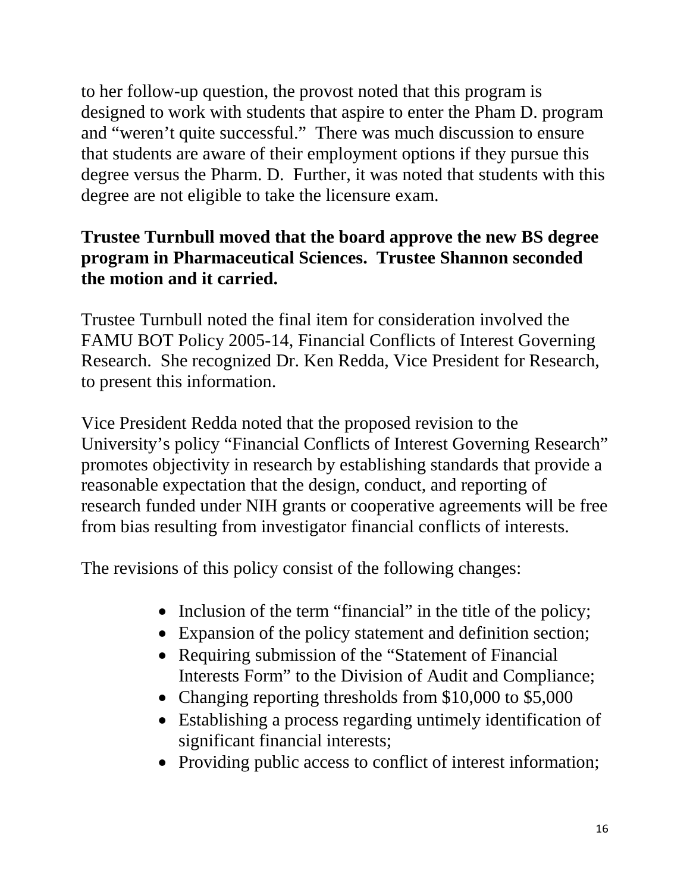to her follow-up question, the provost noted that this program is designed to work with students that aspire to enter the Pham D. program and "weren't quite successful." There was much discussion to ensure that students are aware of their employment options if they pursue this degree versus the Pharm. D. Further, it was noted that students with this degree are not eligible to take the licensure exam.

**Trustee Turnbull moved that the board approve the new BS degree program in Pharmaceutical Sciences. Trustee Shannon seconded the motion and it carried.**

Trustee Turnbull noted the final item for consideration involved the FAMU BOT Policy 2005-14, Financial Conflicts of Interest Governing Research. She recognized Dr. Ken Redda, Vice President for Research, to present this information.

Vice President Redda noted that the proposed revision to the University's policy "Financial Conflicts of Interest Governing Research" promotes objectivity in research by establishing standards that provide a reasonable expectation that the design, conduct, and reporting of research funded under NIH grants or cooperative agreements will be free from bias resulting from investigator financial conflicts of interests.

The revisions of this policy consist of the following changes:

- Inclusion of the term "financial" in the title of the policy;
- Expansion of the policy statement and definition section;
- Requiring submission of the "Statement of Financial Interests Form" to the Division of Audit and Compliance;
- Changing reporting thresholds from $10,000 to $5,000
- Establishing a process regarding untimely identification of significant financial interests;
- Providing public access to conflict of interest information;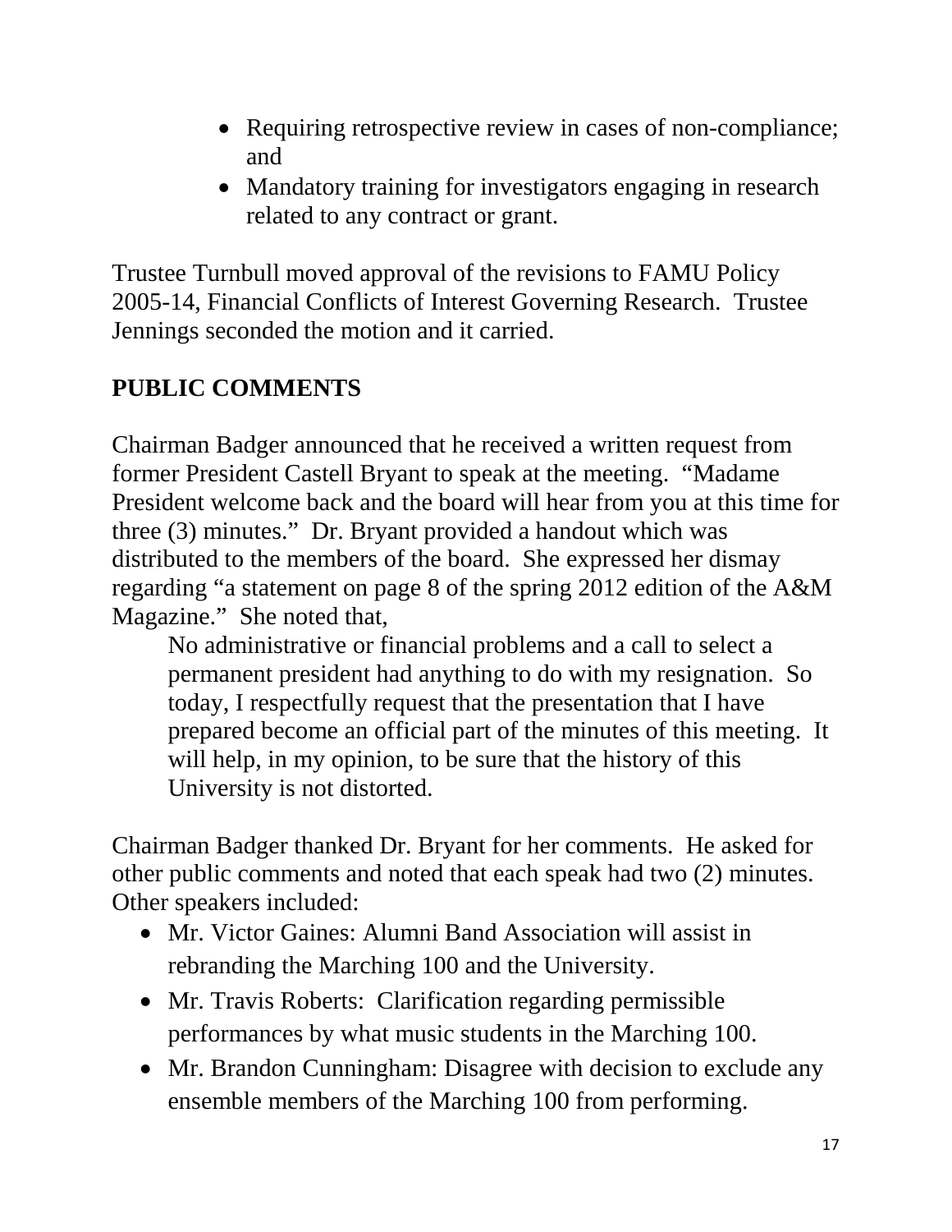- Requiring retrospective review in cases of non-compliance; and
- Mandatory training for investigators engaging in research related to any contract or grant.

Trustee Turnbull moved approval of the revisions to FAMU Policy 2005-14, Financial Conflicts of Interest Governing Research. Trustee Jennings seconded the motion and it carried.

## PUBLIC COMMENTS

Chairman Badger announced that he received a written request from former President Castell Bryant to speak at the meeting. "Madame President welcome back and the board will hear from you at this time for three (3) minutes." Dr. Bryant provided a handout which was distributed to the members of the board. She expressed her dismay regarding "a statement on page 8 of the spring 2012 edition of the A&M Magazine." She noted that,

> No administrative or financial problems and a call to select a permanent president had anything to do with my resignation. So today, I respectfully request that the presentation that I have prepared become an official part of the minutes of this meeting. It will help, in my opinion, to be sure that the history of this University is not distorted.

Chairman Badger thanked Dr. Bryant for her comments. He asked for other public comments and noted that each speak had two (2) minutes. Other speakers included:

- Mr. Victor Gaines: Alumni Band Association will assist in rebranding the Marching 100 and the University.
- Mr. Travis Roberts: Clarification regarding permissible performances by what music students in the Marching 100.
- Mr. Brandon Cunningham: Disagree with decision to exclude any ensemble members of the Marching 100 from performing.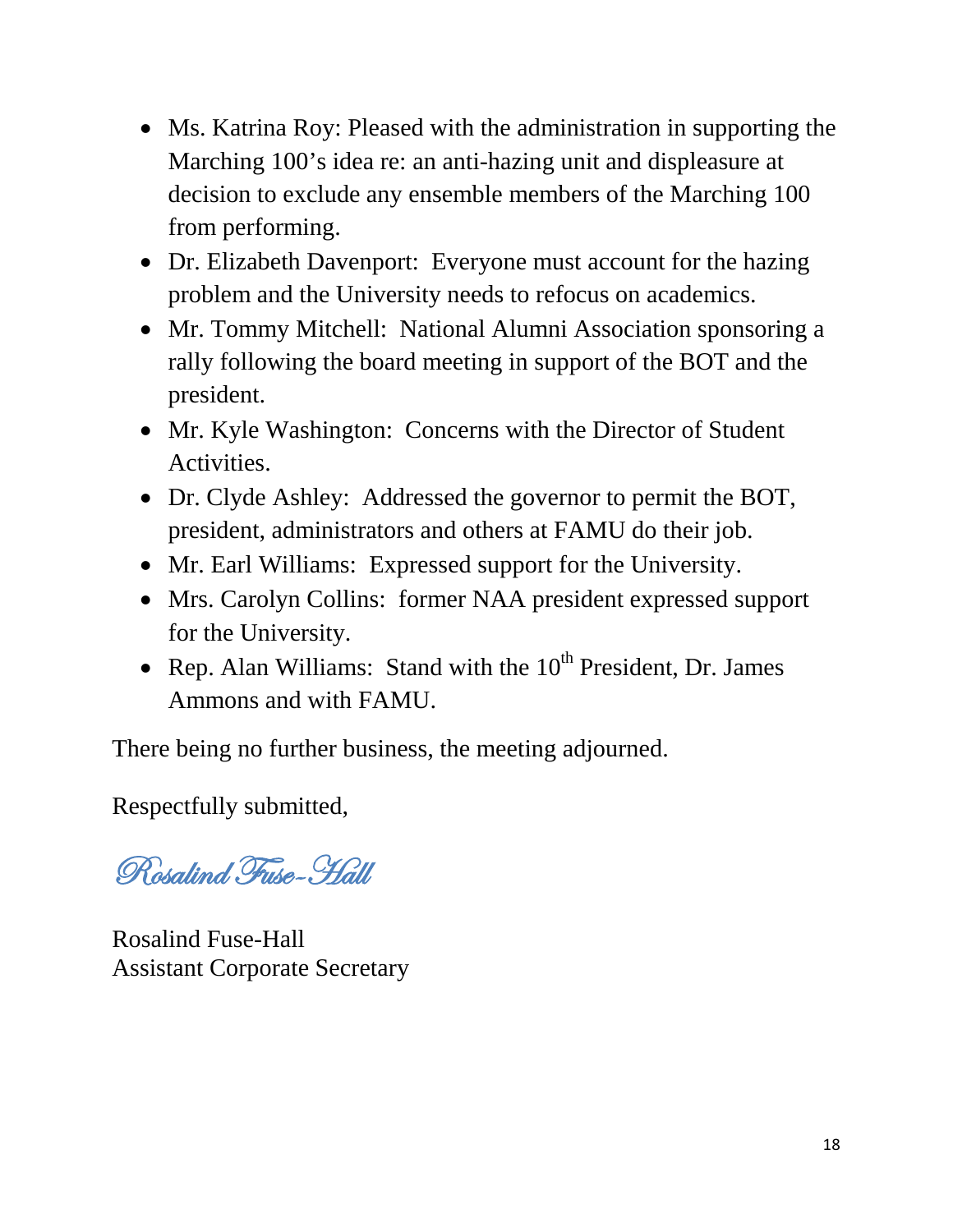- Ms. Katrina Roy: Pleased with the administration in supporting the Marching 100's idea re: an anti-hazing unit and displeasure at decision to exclude any ensemble members of the Marching 100 from performing.
- Dr. Elizabeth Davenport: Everyone must account for the hazing problem and the University needs to refocus on academics.
- Mr. Tommy Mitchell: National Alumni Association sponsoring a rally following the board meeting in support of the BOT and the president.
- Mr. Kyle Washington: Concerns with the Director of Student Activities.
- Dr. Clyde Ashley: Addressed the governor to permit the BOT, president, administrators and others at FAMU do their job.
- Mr. Earl Williams: Expressed support for the University.
- Mrs. Carolyn Collins: former NAA president expressed support for the University.
- Rep. Alan Williams: Stand with the 10th President, Dr. James Ammons and with FAMU.

There being no further business, the meeting adjourned.

Respectfully submitted,

*Rosalind Fuse-Hall*

Rosalind Fuse-Hall
Assistant Corporate Secretary